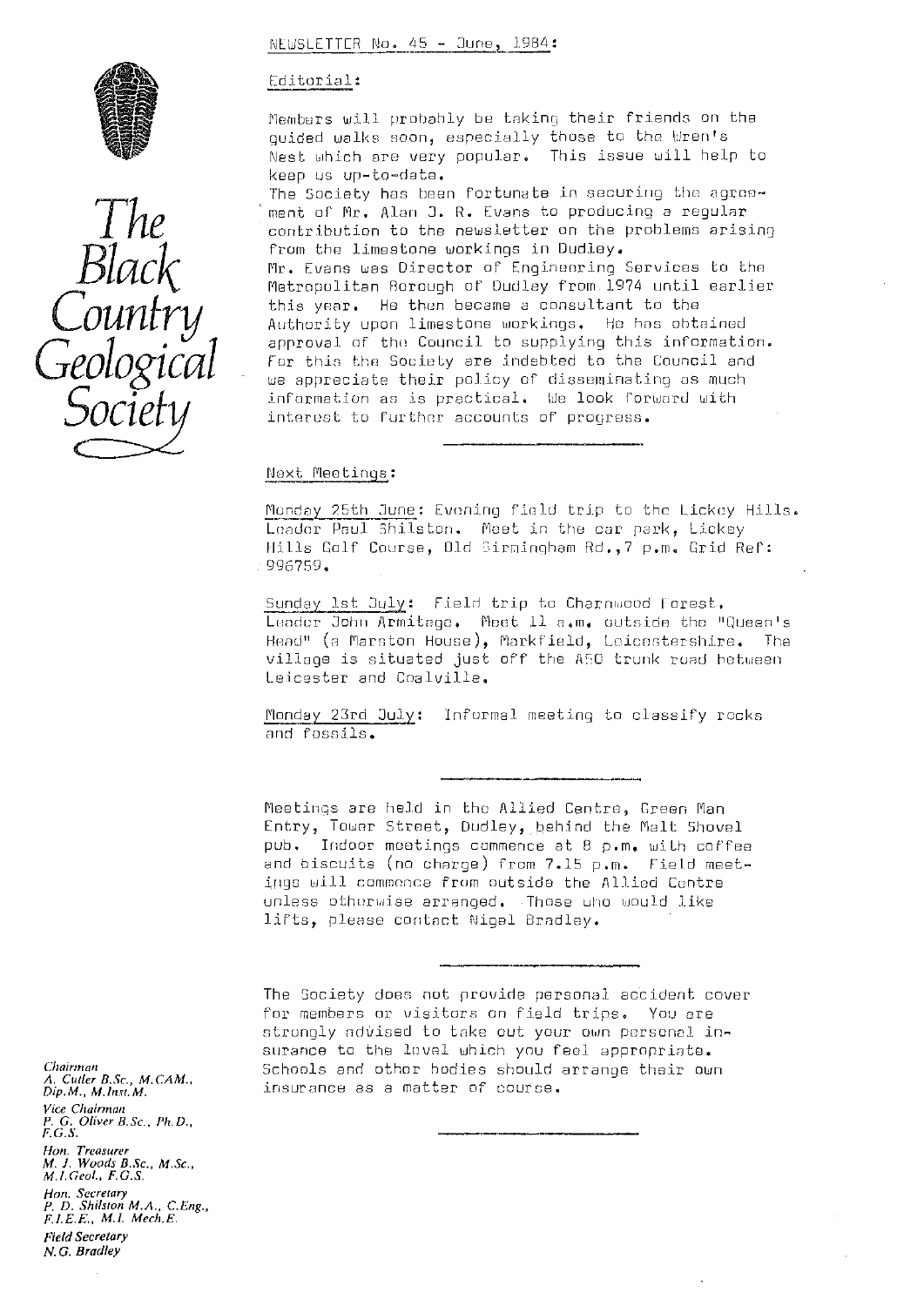# The Black Country Geological Society

NEWSLETTER No. 45 - June, 1984:

## Editorial:

Members will probably be taking their friends on the guided walks soon, especially those to the Wren's Nest which are very popular. This issue will help to keep us up-to-date.

The Society has been fortunate in securing the agreement of Mr. Alan J. R. Evans to producing a regular contribution to the newsletter on the problems arising from the limestone workings in Dudley.

Mr. Evans was Director of Engineering Services to the Metropolitan Borough of Dudley from 1974 until earlier this year. He then became a consultant to the Authority upon limestone workings. He has obtained approval of the Council to supplying this information. For this the Society are indebted to the Council and we appreciate their policy of disseminating as much information as is practical. We look forward with interest to further accounts of progress.

---

## Next Meetings:

Monday 25th June: Evening field trip to the Lickey Hills. Leader Paul Shilston. Meet in the car park, Lickey Hills Golf Course, Old Birmingham Rd., 7 p.m. Grid Ref: 996759.

Sunday 1st July: Field trip to Charnwood Forest. Leader John Armitage. Meet 11 a.m. outside the "Queen's Head" (a Marston House), Markfield, Leicestershire. The village is situated just off the A50 trunk road between Leicester and Coalville.

Monday 23rd July: Informal meeting to classify rocks and fossils.

---

Meetings are held in the Allied Centre, Green Man Entry, Tower Street, Dudley, behind the Malt Shovel pub. Indoor meetings commence at 8 p.m. with coffee and biscuits (no charge) from 7.15 p.m. Field meetings will commence from outside the Allied Centre unless otherwise arranged. Those who would like lifts, please contact Nigel Bradley.

---

The Society does not provide personal accident cover for members or visitors on field trips. You are strongly advised to take out your own personal insurance to the level which you feel appropriate. Schools and other bodies should arrange their own insurance as a matter of course.

---

*Chairman*
*A. Cutler B.Sc., M.CAM., Dip.M., M.Inst.M.*

*Vice Chairman*
*P. G. Oliver B.Sc., Ph.D., F.G.S.*

*Hon. Treasurer*
*M. J. Woods B.Sc., M.Sc., M.I.Geol., F.G.S.*

*Hon. Secretary*
*P. D. Shilston M.A., C.Eng., F.I.E.E., M.I. Mech.E.*

*Field Secretary*
*N. G. Bradley*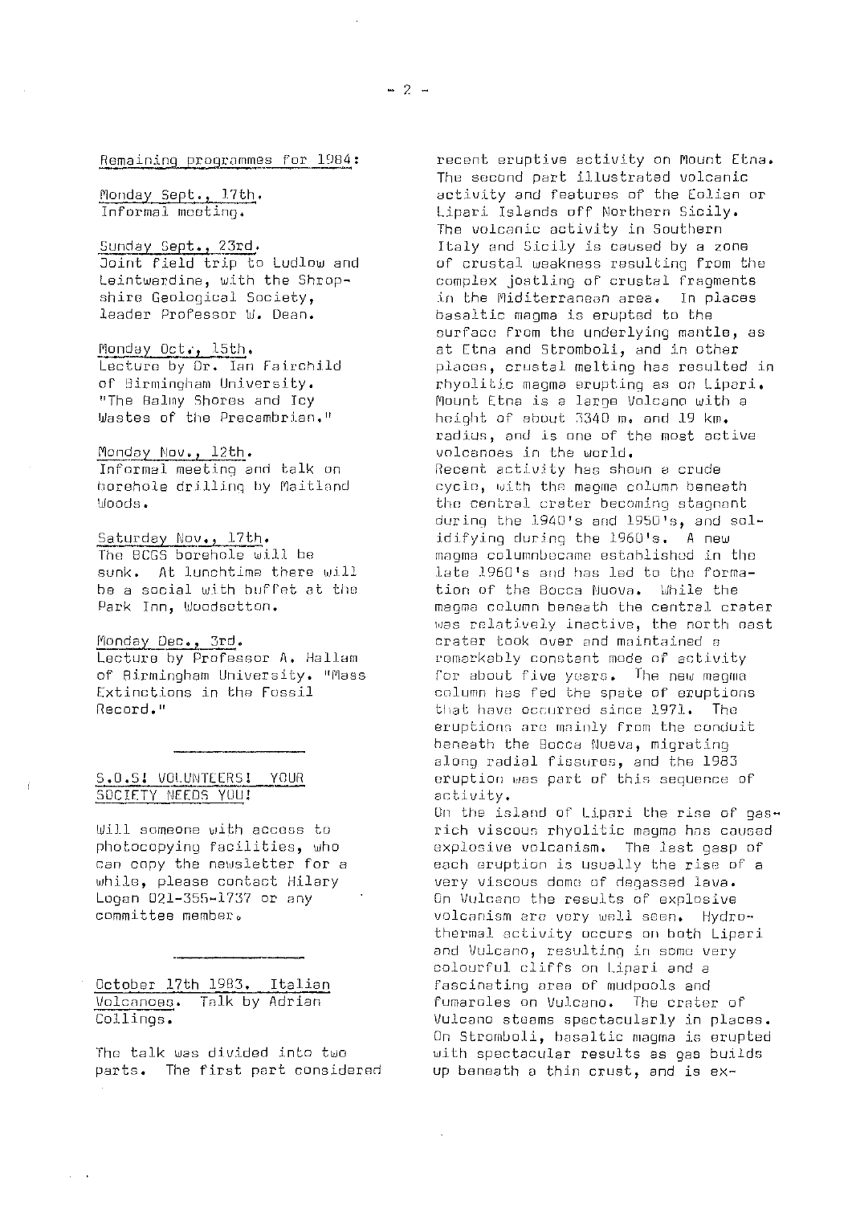## Remaining programmes for 1984:

Monday Sept., 17th.
Informal meeting.

Sunday Sept., 23rd.
Joint field trip to Ludlow and Leintwardine, with the Shropshire Geological Society, leader Professor W. Dean.

Monday Oct., 15th.
Lecture by Dr. Ian Fairchild of Birmingham University. "The Balmy Shores and Icy Wastes of the Precambrian."

Monday Nov., 12th.
Informal meeting and talk on borehole drilling by Maitland Woods.

Saturday Nov., 17th.
The BCGS borehole will be sunk. At lunchtime there will be a social with buffet at the Park Inn, Woodsetton.

Monday Dec., 3rd.
Lecture by Professor A. Hallam of Birmingham University. "Mass Extinctions in the Fossil Record."

---

## S.O.S! VOLUNTEERS! YOUR SOCIETY NEEDS YOU!

Will someone with access to photocopying facilities, who can copy the newsletter for a while, please contact Hilary Logan 021-355-1737 or any committee member.

---

## October 17th 1983. Italian Volcanoes. Talk by Adrian Collings.

The talk was divided into two parts. The first part considered recent eruptive activity on Mount Etna. The second part illustrated volcanic activity and features of the Eolian or Lipari Islands off Northern Sicily. The volcanic activity in Southern Italy and Sicily is caused by a zone of crustal weakness resulting from the complex jostling of crustal fragments in the Miditerranean area. In places basaltic magma is erupted to the surface from the underlying mantle, as at Etna and Stromboli, and in other places, crustal melting has resulted in rhyolitic magma erupting as on Lipari. Mount Etna is a large Volcano with a height of about 3340 m. and 19 km. radius, and is one of the most active volcanoes in the world.
Recent activity has shown a crude cycle, with the magma column beneath the central crater becoming stagnant during the 1940's and 1950's, and solidifying during the 1960's. A new magma columnbecame established in the late 1960's and has led to the formation of the Bocca Nuova. While the magma column beneath the central crater was relatively inactive, the north east crater took over and maintained a remarkably constant mode of activity for about five years. The new magma column has fed the spate of eruptions that have occurred since 1971. The eruptions are mainly from the conduit beneath the Bocca Nueva, migrating along radial fissures, and the 1983 eruption was part of this sequence of activity.
On the island of Lipari the rise of gas-rich viscous rhyolitic magma has caused explosive volcanism. The last gasp of each eruption is usually the rise of a very viscous dome of degassed lava. On Vulcano the results of explosive volcanism are very well seen. Hydrothermal activity occurs on both Lipari and Vulcano, resulting in some very colourful cliffs on Lipari and a fascinating area of mudpools and fumaroles on Vulcano. The crater of Vulcano steams spectacularly in places. On Stromboli, basaltic magma is erupted with spectacular results as gas builds up beneath a thin crust, and is ex-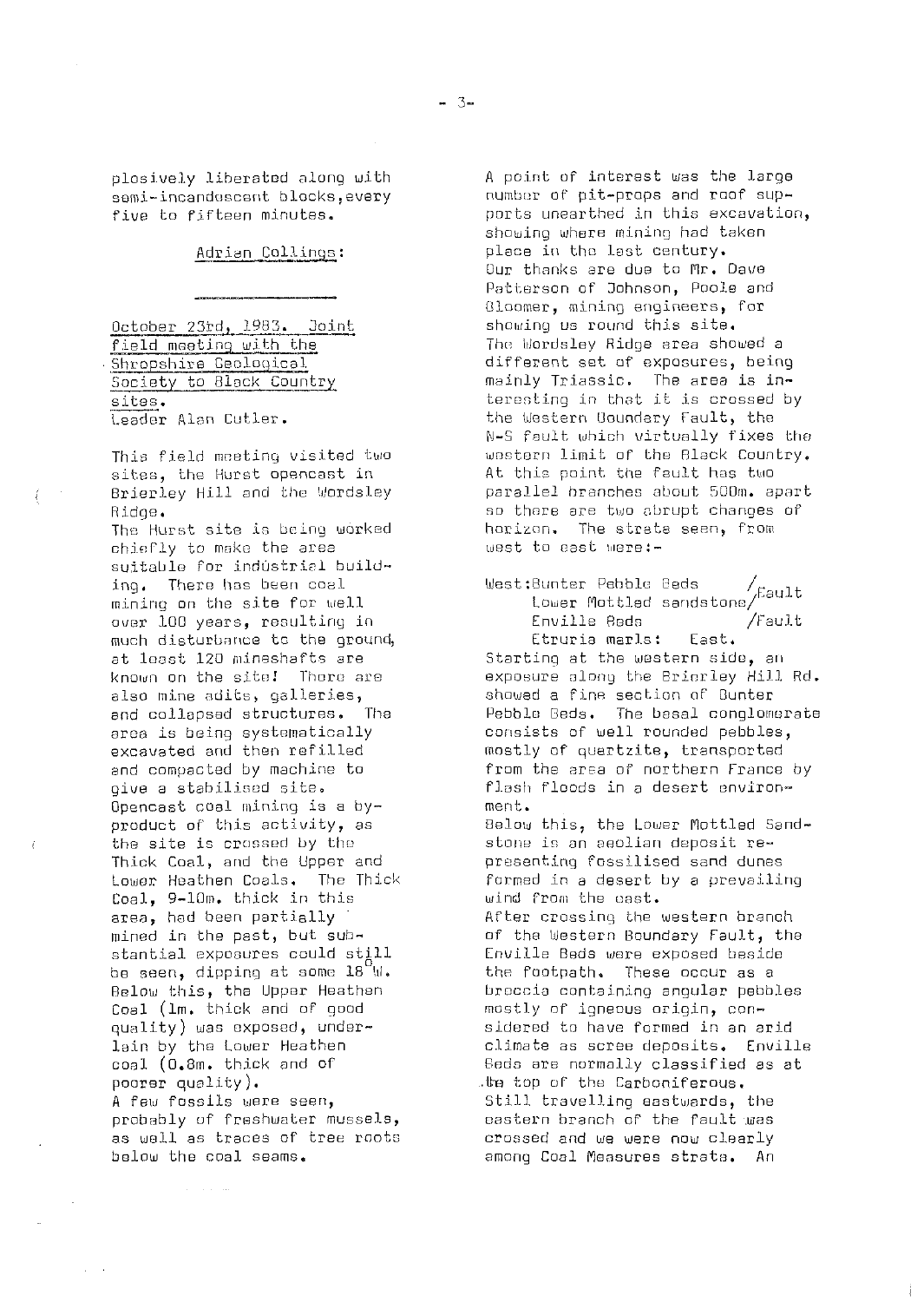plosively liberated along with semi-incandescent blocks, every five to fifteen minutes.

Adrian Collings:

---

October 23rd, 1983. Joint field meeting with the Shropshire Geological Society to Black Country sites.
Leader Alan Cutler.

This field meeting visited two sites, the Hurst opencast in Brierley Hill and the Wordsley Ridge.

The Hurst site is being worked chiefly to make the area suitable for industrial building. There has been coal mining on the site for well over 100 years, resulting in much disturbance to the ground, at least 120 mineshafts are known on the site! There are also mine adits, galleries, and collapsed structures. The area is being systematically excavated and then refilled and compacted by machine to give a stabilised site. Opencast coal mining is a by-product of this activity, as the site is crossed by the Thick Coal, and the Upper and Lower Heathen Coals. The Thick Coal, 9-10m. thick in this area, had been partially mined in the past, but substantial exposures could still be seen, dipping at some 18°W. Below this, the Upper Heathen Coal (1m. thick and of good quality) was exposed, underlain by the Lower Heathen coal (0.8m. thick and of poorer quality).

A few fossils were seen, probably of freshwater mussels, as well as traces of tree roots below the coal seams.

A point of interest was the large number of pit-props and roof supports unearthed in this excavation, showing where mining had taken place in the last century.

Our thanks are due to Mr. Dave Patterson of Johnson, Poole and Bloomer, mining engineers, for showing us round this site.

The Wordsley Ridge area showed a different set of exposures, being mainly Triassic. The area is interesting in that it is crossed by the Western Boundary Fault, the N-S fault which virtually fixes the western limit of the Black Country. At this point the fault has two parallel branches about 500m. apart so there are two abrupt changes of horizon. The strata seen, from west to east were:-

West: Bunter Pebble Beds
Lower Mottled sandstone / Fault
Enville Beds / Fault
Etruria marls: East.

Starting at the western side, an exposure along the Brierley Hill Rd. showed a fine section of Bunter Pebble Beds. The basal conglomerate consists of well rounded pebbles, mostly of quartzite, transported from the area of northern France by flash floods in a desert environment.

Below this, the Lower Mottled Sandstone is an aeolian deposit representing fossilised sand dunes formed in a desert by a prevailing wind from the east.

After crossing the western branch of the Western Boundary Fault, the Enville Beds were exposed beside the footpath. These occur as a breccia containing angular pebbles mostly of igneous origin, considered to have formed in an arid climate as scree deposits. Enville Beds are normally classified as at the top of the Carboniferous.

Still travelling eastwards, the eastern branch of the fault was crossed and we were now clearly among Coal Measures strata. An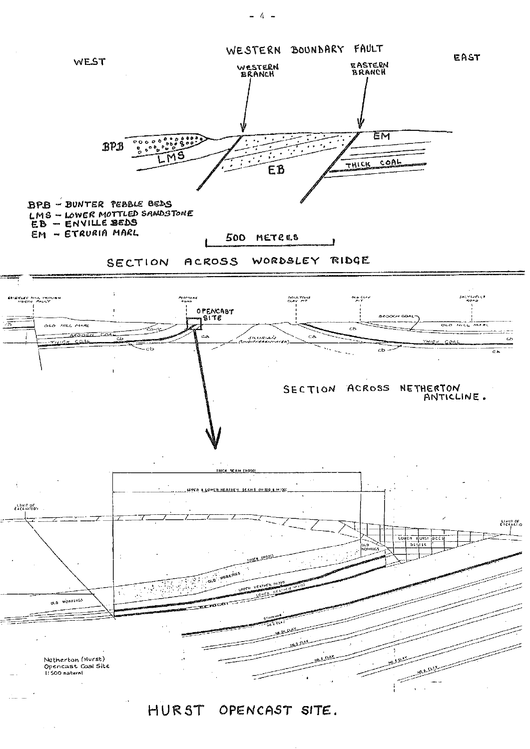WESTERN BOUNDARY FAULT

WEST

WESTERN BRANCH

EASTERN BRANCH

EAST

BPB

LMS

EB

EM

THICK COAL

BPB – BUNTER PEBBLE BEDS
LMS – LOWER MOTTLED SANDSTONE
EB – ENVILLE BEDS
EM – ETRURIA MARL

500 METRES

## SECTION ACROSS WORDSLEY RIDGE

OPENCAST SITE

OLD HILL MARL

BROOCH COAL

THICK COAL

SILURIAN (UNDIFFERENTIATED)

## SECTION ACROSS NETHERTON ANTICLINE.

THICK SEAM (H000)

UPPER & LOWER HEATHEN SEAMS (H100 & M100)

LIMIT OF EXCAVATION

LIMIT OF EXCAVATION

LOWER HURST BEDS

OLD WORKINGS

THICK (H000)

OLD WORKINGS

UPPER HEATHEN

LOWER HEATHEN

OLD WORKINGS

Netherton (Hurst)
Opencast Coal Site
1:500 natural

## HURST OPENCAST SITE.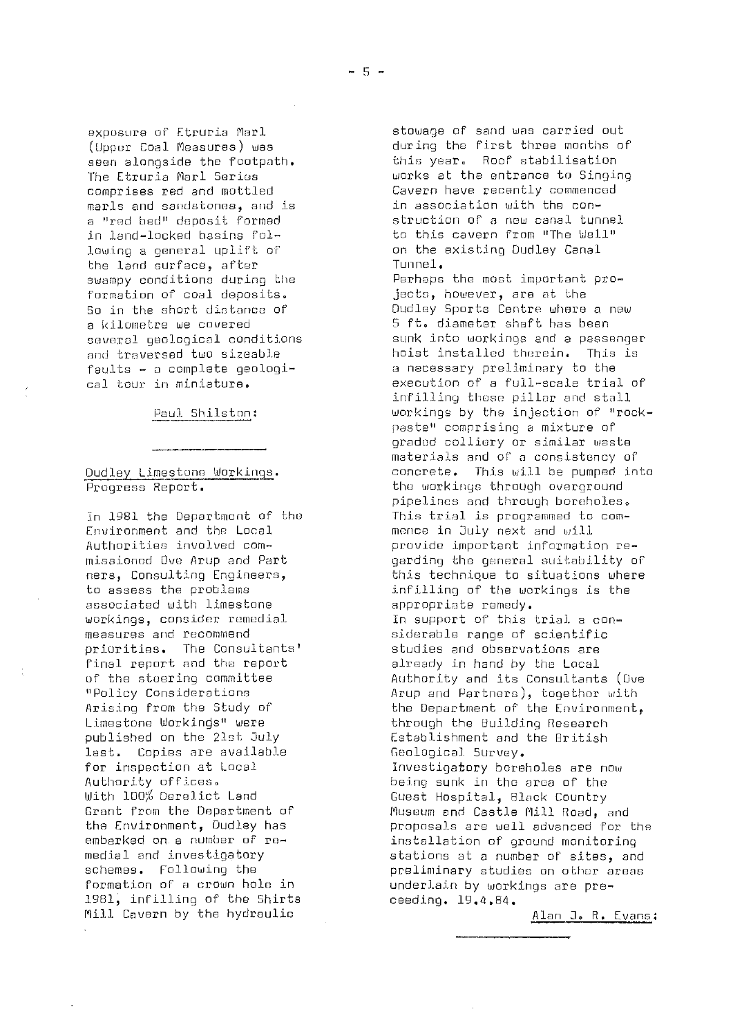exposure of Etruria Marl (Upper Coal Measures) was seen alongside the footpath. The Etruria Marl Series comprises red and mottled marls and sandstones, and is a "red bed" deposit formed in land-locked basins following a general uplift of the land surface, after swampy conditions during the formation of coal deposits. So in the short distance of a kilometre we covered several geological conditions and traversed two sizeable faults - a complete geological tour in miniature.

Paul Shilston:

---

Dudley Limestone Workings. Progress Report.

In 1981 the Department of the Environment and the Local Authorities involved commissioned Ove Arup and Partners, Consulting Engineers, to assess the problems associated with limestone workings, consider remedial measures and recommend priorities. The Consultants' final report and the report of the steering committee "Policy Considerations Arising from the Study of Limestone Workings" were published on the 21st July last. Copies are available for inspection at Local Authority offices.

With 100% Derelict Land Grant from the Department of the Environment, Dudley has embarked on a number of remedial and investigatory schemes. Following the formation of a crown hole in 1981, infilling of the Shirts Mill Cavern by the hydraulic stowage of sand was carried out during the first three months of this year. Roof stabilisation works at the entrance to Singing Cavern have recently commenced in association with the construction of a new canal tunnel to this cavern from "The Well" on the existing Dudley Canal Tunnel.

Perhaps the most important projects, however, are at the Dudley Sports Centre where a new 5 ft. diameter shaft has been sunk into workings and a passenger hoist installed therein. This is a necessary preliminary to the execution of a full-scale trial of infilling these pillar and stall workings by the injection of "rock-paste" comprising a mixture of graded colliery or similar waste materials and of a consistency of concrete. This will be pumped into the workings through overground pipelines and through boreholes. This trial is programmed to commence in July next and will provide important information regarding the general suitability of this technique to situations where infilling of the workings is the appropriate remedy.

In support of this trial a considerable range of scientific studies and observations are already in hand by the Local Authority and its Consultants (Ove Arup and Partners), together with the Department of the Environment, through the Building Research Establishment and the British Geological Survey.

Investigatory boreholes are now being sunk in the area of the Guest Hospital, Black Country Museum and Castle Mill Road, and proposals are well advanced for the installation of ground monitoring stations at a number of sites, and preliminary studies on other areas underlain by workings are preceeding. 19.4.84.

Alan J. R. Evans:

---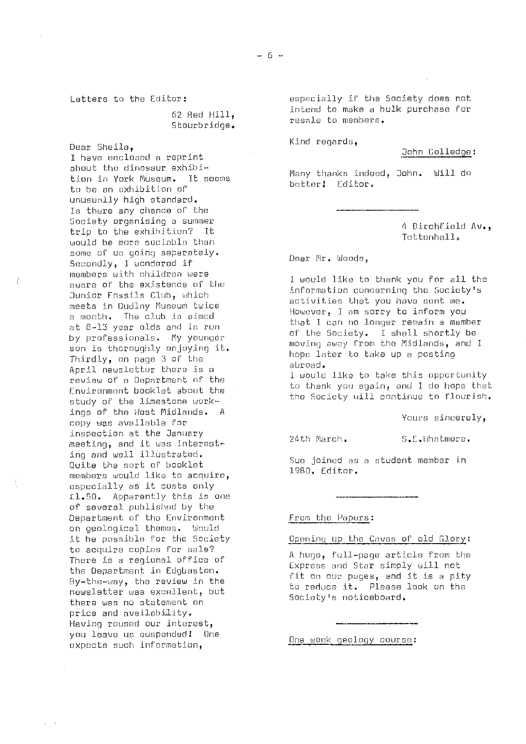Letters to the Editor:

62 Red Hill,
Stourbridge.

Dear Sheila,

I have enclosed a reprint about the dinosaur exhibition in York Museum. It seems to be an exhibition of unusually high standard. Is there any chance of the Society organising a summer trip to the exhibition? It would be more sociable than some of us going separately. Secondly, I wondered if members with children were aware of the existence of the Junior Fossils Club, which meets in Dudley Museum twice a month. The club is aimed at 8-13 year olds and is run by professionals. My younger son is thoroughly enjoying it. Thirdly, on page 3 of the April newsletter there is a review of a Department of the Environment booklet about the study of the limestone workings of the West Midlands. A copy was available for inspection at the January meeting, and it was interesting and well illustrated. Quite the sort of booklet members would like to acquire, especially as it costs only £1.50. Apparently this is one of several published by the Department of the Environment on geological themes. Would it be possible for the Society to acquire copies for sale? There is a regional office of the Department in Edgbaston. By-the-way, the review in the newsletter was excellent, but there was no statement on price and availability. Having roused our interest, you leave us suspended! One expects such information, especially if the Society does not intend to make a bulk purchase for resale to members.

Kind regards,

John Golledge:

Many thanks indeed, John. Will do better! Editor.

---

4 Birchfield Av.,
Tettenhall.

Dear Mr. Woods,

I would like to thank you for all the information concerning the Society's activities that you have sent me. However, I am sorry to inform you that I can no longer remain a member of the Society. I shall shortly be moving away from the Midlands, and I hope later to take up a posting abroad.

I would like to take this opportunity to thank you again, and I do hope that the Society will continue to flourish.

Yours sincerely,

24th March. S.E.Whatmore.

Sue joined as a student member in 1980. Editor.

---

From the Papers:

Opening up the Caves of old Glory:

A huge, full-page article from the Express and Star simply will not fit on our pages, and it is a pity to reduce it. Please look on the Society's noticeboard.

---

One week geology course: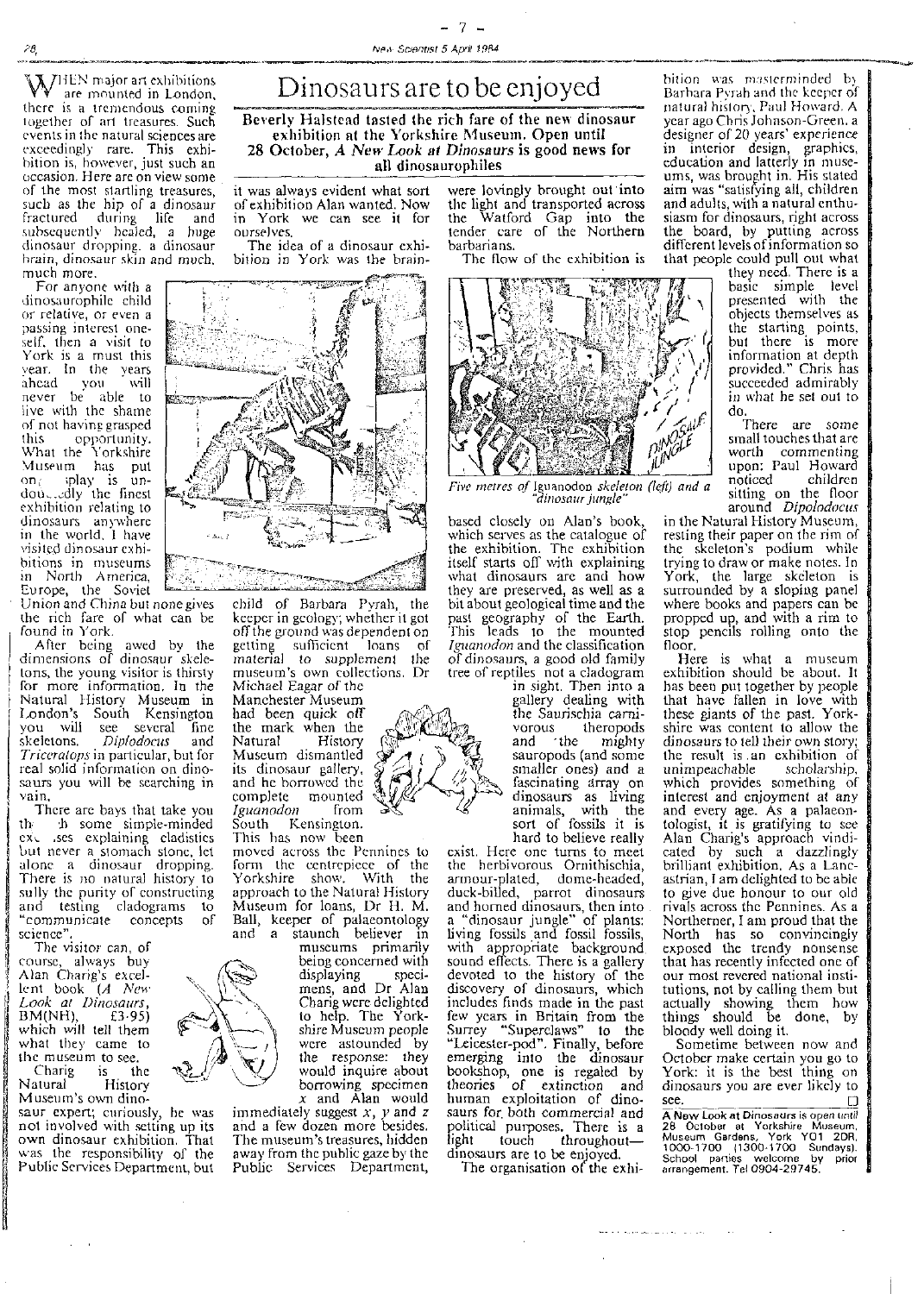# Dinosaurs are to be enjoyed

**Beverly Halstead tasted the rich fare of the new dinosaur exhibition at the Yorkshire Museum. Open until 28 October, *A New Look at Dinosaurs* is good news for all dinosaurophiles**

WHEN major art exhibitions are mounted in London, there is a tremendous coming together of art treasures. Such events in the natural sciences are exceedingly rare. This exhibition is, however, just such an occasion. Here are on view some of the most startling treasures, such as the hip of a dinosaur fractured during life and subsequently healed, a huge dinosaur dropping, a dinosaur brain, dinosaur skin and much, much more.

For anyone with a dinosaurophile child or relative, or even a passing interest oneself, then a visit to York is a must this year. In the years ahead you will never be able to live with the shame of not having grasped this opportunity. What the Yorkshire Museum has put on display is undoubtedly the finest exhibition relating to dinosaurs anywhere in the world. I have visited dinosaur exhibitions in museums in North America, Europe, the Soviet Union and China but none gives the rich fare of what can be found in York.

After being awed by the dimensions of dinosaur skeletons, the young visitor is thirsty for more information. In the Natural History Museum in London's South Kensington you will see several fine skeletons, *Diplodocus* and *Triceratops* in particular, but for real solid information on dinosaurs you will be searching in vain.

There are bays that take you through some simple-minded exercises explaining cladistics but never a stomach stone, let alone a dinosaur dropping. There is no natural history to sully the purity of constructing and testing cladograms to "communicate concepts of science".

The visitor can, of course, always buy Alan Charig's excellent book (*A New Look at Dinosaurs*, BM(NH), £3·95) which will tell them what they came to the museum to see.

Charig is the Natural History Museum's own dinosaur expert; curiously, he was not involved with setting up its own dinosaur exhibition. That was the responsibility of the Public Services Department, but it was always evident what sort of exhibition Alan wanted. Now in York we can see it for ourselves.

The idea of a dinosaur exhibition in York was the brainchild of Barbara Pyrah, the keeper in geology; whether it got off the ground was dependent on getting sufficient loans of material to supplement the museum's own collections. Dr Michael Eagar of the Manchester Museum had been quick off the mark when the Natural History Museum dismantled its dinosaur gallery, and he borrowed the complete mounted *Iguanodon* from South Kensington. This has now been moved across the Pennines to form the centrepiece of the Yorkshire show. With the approach to the Natural History Museum for loans, Dr H. M. Ball, keeper of palaeontology and a staunch believer in museums primarily being concerned with displaying specimens, and Dr Alan Charig were delighted to help. The Yorkshire Museum people were astounded by the response: they would inquire about borrowing specimen $x$ and Alan would immediately suggest $x$, $y$ and $z$ and a few dozen more besides. The museum's treasures, hidden away from the public gaze by the Public Services Department, were lovingly brought out into the light and transported across the Watford Gap into the tender care of the Northern barbarians.

The flow of the exhibition is based closely on Alan's book, which serves as the catalogue of the exhibition. The exhibition itself starts off with explaining what dinosaurs are and how they are preserved, as well as a bit about geological time and the past geography of the Earth. This leads to the mounted *Iguanodon* and the classification of dinosaurs, a good old family tree of reptiles not a cladogram in sight. Then into a gallery dealing with the Saurischia carnivorous theropods and the mighty sauropods (and some smaller ones) and a fascinating array on dinosaurs as living animals, with the sort of fossils it is hard to believe really exist. Here one turns to meet the herbivorous Ornithischia, armour-plated, dome-headed, duck-billed, parrot dinosaurs and horned dinosaurs, then into a "dinosaur jungle" of plants: living fossils and fossil fossils, with appropriate background sound effects. There is a gallery devoted to the history of the discovery of dinosaurs, which includes finds made in the past few years in Britain from the Surrey "Superclaws" to the "Leicester-pod". Finally, before emerging into the dinosaur bookshop, one is regaled by theories of extinction and human exploitation of dinosaurs for both commercial and political purposes. There is a light touch throughout—dinosaurs are to be enjoyed.

Five metres of Iguanodon *skeleton (left) and a "dinosaur jungle"*

The organisation of the exhibition was masterminded by Barbara Pyrah and the keeper of natural history, Paul Howard. A year ago Chris Johnson-Green, a designer of 20 years' experience in interior design, graphics, education and latterly in museums, was brought in. His stated aim was "satisfying all, children and adults, with a natural enthusiasm for dinosaurs, right across the board, by putting across different levels of information so that people could pull out what they need. There is a basic simple level presented with the objects themselves as the starting points, but there is more information at depth provided." Chris has succeeded admirably in what he set out to do.

There are some small touches that are worth commenting upon: Paul Howard noticed children sitting on the floor around *Dipolodocus* in the Natural History Museum, resting their paper on the rim of the skeleton's podium while trying to draw or make notes. In York, the large skeleton is surrounded by a sloping panel where books and papers can be propped up, and with a rim to stop pencils rolling onto the floor.

Here is what a museum exhibition should be about. It has been put together by people that have fallen in love with these giants of the past. Yorkshire was content to allow the dinosaurs to tell their own story; the result is an exhibition of unimpeachable scholarship, which provides something of interest and enjoyment at any and every age. As a palaeontologist, it is gratifying to see Alan Charig's approach vindicated by such a dazzlingly brilliant exhibition. As a Lancastrian, I am delighted to be able to give due honour to our old rivals across the Pennines. As a Northerner, I am proud that the North has so convincingly exposed the trendy nonsense that has recently infected one of our most revered national institutions, not by calling them but actually showing them how things should be done, by bloody well doing it.

Sometime between now and October make certain you go to York: it is the best thing on dinosaurs you are ever likely to see. □

**A New Look at Dinosaurs** is open until 28 October at Yorkshire Museum, Museum Gardens, York YO1 2DR, 1000-1700 (1300-1700 Sundays). School parties welcome by prior arrangement. Tel 0904-29745.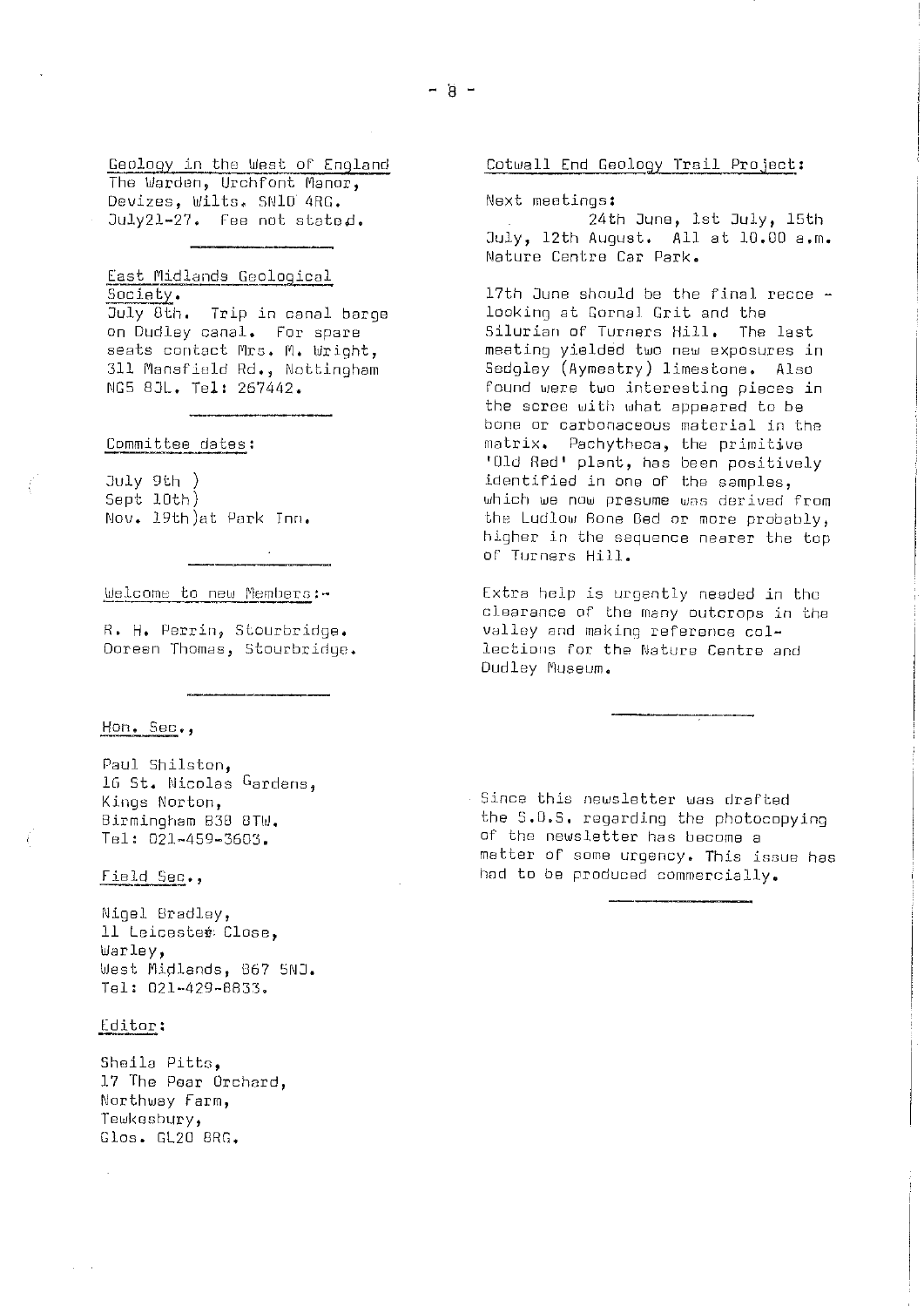Geology in the West of England
The Warden, Urchfont Manor,
Devizes, Wilts. SN10 4RG.
July21-27. Fee not stated.

---

East Midlands Geological Society.
July 8th. Trip in canal barge on Dudley canal. For spare seats contact Mrs. M. Wright, 311 Mansfield Rd., Nottingham NG5 8JL. Tel: 267442.

---

Committee dates:

July 9th )
Sept 10th)
Nov. 19th)at Park Inn.

---

Welcome to new Members:-

R. H. Perrin, Stourbridge.
Doreen Thomas, Stourbridge.

---

Hon. Sec.,

Paul Shilston,
16 St. Nicolas Gardens,
Kings Norton,
Birmingham B38 8TW.
Tel: 021-459-3603.

Field Sec.,

Nigel Bradley,
11 Leicester Close,
Warley,
West Midlands, B67 5NJ.
Tel: 021-429-8833.

Editor:

Sheila Pitts,
17 The Pear Orchard,
Northway Farm,
Tewkesbury,
Glos. GL20 8RG.

Cotwall End Geology Trail Project:

Next meetings:
24th June, 1st July, 15th July, 12th August. All at 10.00 a.m. Nature Centre Car Park.

17th June should be the final recce - looking at Gornal Grit and the Silurian of Turners Hill. The last meeting yielded two new exposures in Sedgley (Aymestry) limestone. Also found were two interesting pieces in the scree with what appeared to be bone or carbonaceous material in the matrix. Pachytheca, the primitive 'Old Red' plant, has been positively identified in one of the samples, which we now presume was derived from the Ludlow Bone Bed or more probably, higher in the sequence nearer the top of Turners Hill.

Extra help is urgently needed in the clearance of the many outcrops in the valley and making reference collections for the Nature Centre and Dudley Museum.

---

Since this newsletter was drafted the S.O.S. regarding the photocopying of the newsletter has become a matter of some urgency. This issue has had to be produced commercially.

---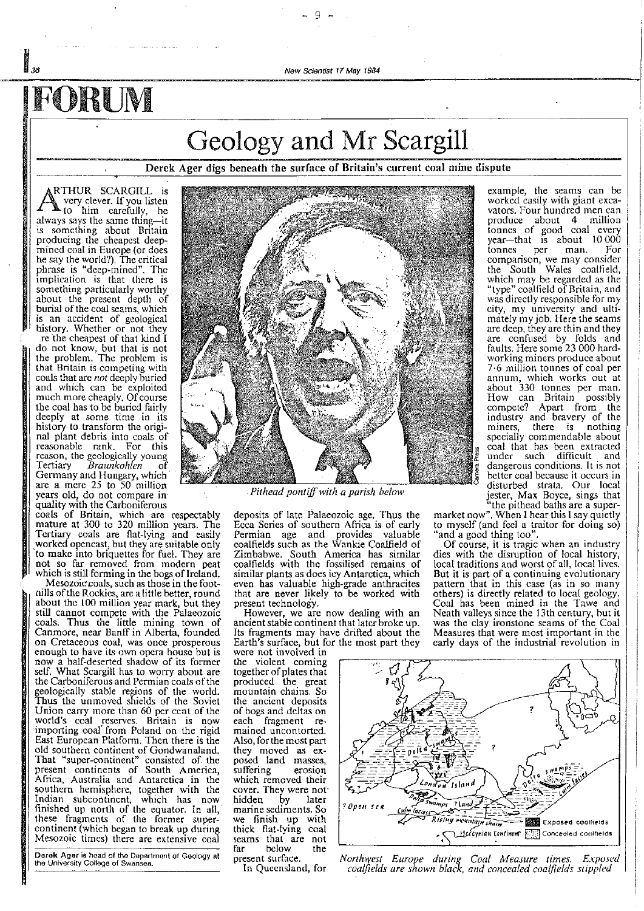# FORUM

## Geology and Mr Scargill

**Derek Ager digs beneath the surface of Britain's current coal mine dispute**

ARTHUR SCARGILL is very clever. If you listen to him carefully, he always says the same thing—it is something about Britain producing the cheapest deep-mined coal in Europe (or does he say the world?). The critical phrase is "deep-mined". The implication is that there is something particularly worthy about the present depth of burial of the coal seams, which is an accident of geological history. Whether or not they are the cheapest of that kind I do not know, but that is not the problem. The problem is that Britain is competing with coals that are *not* deeply buried and which can be exploited much more cheaply. Of course the coal has to be buried fairly deeply at some time in its history to transform the original plant debris into coals of reasonable rank. For this reason, the geologically young Tertiary *Braunkohlen* of Germany and Hungary, which are a mere 25 to 50 million years old, do not compare in quality with the Carboniferous coals of Britain, which are respectably mature at 300 to 320 million years. The Tertiary coals are flat-lying and easily worked opencast, but they are suitable only to make into briquettes for fuel. They are not so far removed from modern peat which is still forming in the bogs of Ireland.

Mesozoic coals, such as those in the foothills of the Rockies, are a little better, round about the 100 million year mark, but they still cannot compete with the Palaeozoic coals. Thus the little mining town of Canmore, near Banff in Alberta, founded on Cretaceous coal, was once prosperous enough to have its own opera house but is now a half-deserted shadow of its former self. What Scargill has to worry about are the Carboniferous and Permian coals of the geologically stable regions of the world. Thus the unmoved shields of the Soviet Union carry more than 60 per cent of the world's coal reserves. Britain is now importing coal from Poland on the rigid East European Platform. Then there is the old southern continent of Gondwanaland. That "super-continent" consisted of the present continents of South America, Africa, Australia and Antarctica in the southern hemisphere, together with the Indian subcontinent, which has now finished up north of the equator. In all, these fragments of the former super-continent (which began to break up during Mesozoic times) there are extensive coal deposits of late Palaeozoic age. Thus the Ecca Series of southern Africa is of early Permian age and provides valuable coalfields such as the Wankie Coalfield of Zimbabwe. South America has similar coalfields with the fossilised remains of similar plants as does icy Antarctica, which even has valuable high-grade anthracites that are never likely to be worked with present technology.

*Pithead pontiff with a parish below*

However, we are now dealing with an ancient stable continent that later broke up. Its fragments may have drifted about the Earth's surface, but for the most part they were not involved in the violent coming together of plates that produced the great mountain chains. So the ancient deposits of bogs and deltas on each fragment remained uncontorted. Also, for the most part they moved as exposed land masses, suffering erosion which removed their cover. They were not hidden by later marine sediments. So we finish up with thick flat-lying coal seams that are not far below the present surface.

In Queensland, for example, the seams can be worked easily with giant excavators. Four hundred men can produce about 4 million tonnes of good coal every year—that is about 10 000 tonnes per man. For comparison, we may consider the South Wales coalfield, which may be regarded as the "type" coalfield of Britain, and was directly responsible for my city, my university and ultimately my job. Here the seams are deep, they are thin and they are confused by folds and faults. Here some 23 000 hard-working miners produce about 7·6 million tonnes of coal per annum, which works out at about 330 tonnes per man. How can Britain possibly compete? Apart from the industry and bravery of the miners, there is nothing specially commendable about coal that has been extracted under such difficult and dangerous conditions. It is not better coal because it occurs in disturbed strata. Our local jester, Max Boyce, sings that "the pithead baths are a supermarket now". When I hear this I say quietly to myself (and feel a traitor for doing so) "and a good thing too".

Of course, it is tragic when an industry dies with the disruption of local history, local traditions and worst of all, local lives. But it is part of a continuing evolutionary pattern that in this case (as in so many others) is directly related to local geology. Coal has been mined in the Tawe and Neath valleys since the 13th century, but it was the clay ironstone seams of the Coal Measures that were most important in the early days of the industrial revolution in

? Open sea
Delta swamps
London Island
Delta swamps
? Land
Culm facies
Culm facies
Rising mountain chain
Hercynian Continent
Delta swamps
?
?
Exposed coalfields
Concealed coalfields

*Northwest Europe during Coal Measure times. Exposed coalfields are shown black, and concealed coalfields stippled*

Derek Ager is head of the Department of Geology at the University College of Swansea.